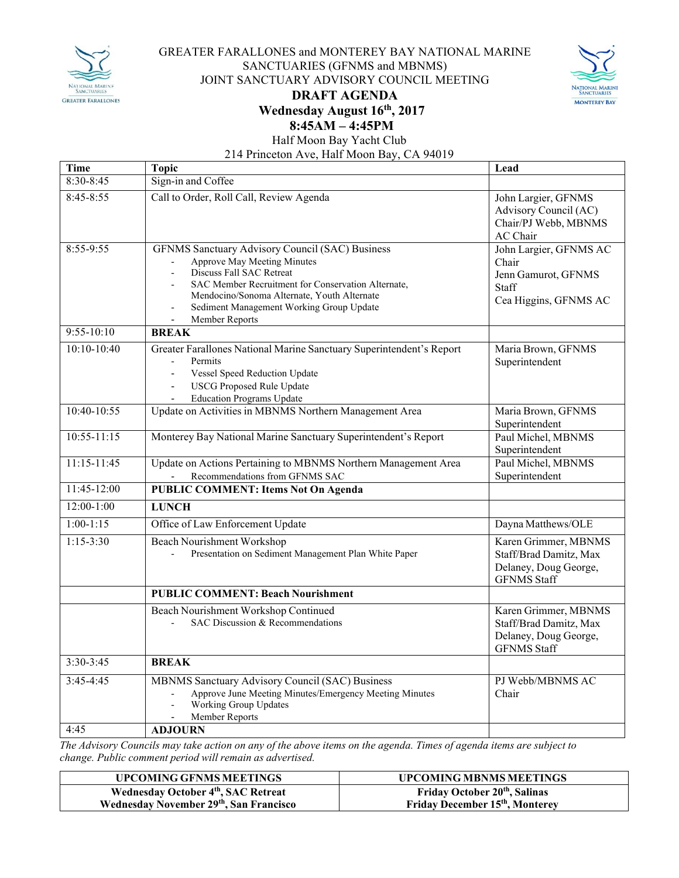# GREATER FARALLONES and MONTEREY BAY NATIONAL MARINE SANCTUARIES (GFNMS and MBNMS)

## JOINT SANCTUARY ADVISORY COUNCIL MEETING

**DRAFT AGENDA**

**Wednesday August 16th, 2017**

**8:45AM – 4:45PM**

Half Moon Bay Yacht Club

214 Princeton Ave, Half Moon Bay, CA 94019

| Time | Topic | Lead |
|---|---|---|
| 8:30-8:45 | Sign-in and Coffee | |
| 8:45-8:55 | Call to Order, Roll Call, Review Agenda | John Largier, GFNMS Advisory Council (AC) Chair/PJ Webb, MBNMS AC Chair |
| 8:55-9:55 | GFNMS Sanctuary Advisory Council (SAC) Business<br>- Approve May Meeting Minutes<br>- Discuss Fall SAC Retreat<br>- SAC Member Recruitment for Conservation Alternate, Mendocino/Sonoma Alternate, Youth Alternate<br>- Sediment Management Working Group Update<br>- Member Reports | John Largier, GFNMS AC Chair<br>Jenn Gamurot, GFNMS Staff<br>Cea Higgins, GFNMS AC |
| 9:55-10:10 | **BREAK** | |
| 10:10-10:40 | Greater Farallones National Marine Sanctuary Superintendent's Report<br>- Permits<br>- Vessel Speed Reduction Update<br>- USCG Proposed Rule Update<br>- Education Programs Update | Maria Brown, GFNMS Superintendent |
| 10:40-10:55 | Update on Activities in MBNMS Northern Management Area | Maria Brown, GFNMS Superintendent |
| 10:55-11:15 | Monterey Bay National Marine Sanctuary Superintendent's Report | Paul Michel, MBNMS Superintendent |
| 11:15-11:45 | Update on Actions Pertaining to MBNMS Northern Management Area<br>- Recommendations from GFNMS SAC | Paul Michel, MBNMS Superintendent |
| 11:45-12:00 | **PUBLIC COMMENT: Items Not On Agenda** | |
| 12:00-1:00 | **LUNCH** | |
| 1:00-1:15 | Office of Law Enforcement Update | Dayna Matthews/OLE |
| 1:15-3:30 | Beach Nourishment Workshop<br>- Presentation on Sediment Management Plan White Paper | Karen Grimmer, MBNMS Staff/Brad Damitz, Max Delaney, Doug George, GFNMS Staff |
| | **PUBLIC COMMENT: Beach Nourishment** | |
| | Beach Nourishment Workshop Continued<br>- SAC Discussion & Recommendations | Karen Grimmer, MBNMS Staff/Brad Damitz, Max Delaney, Doug George, GFNMS Staff |
| 3:30-3:45 | **BREAK** | |
| 3:45-4:45 | MBNMS Sanctuary Advisory Council (SAC) Business<br>- Approve June Meeting Minutes/Emergency Meeting Minutes<br>- Working Group Updates<br>- Member Reports | PJ Webb/MBNMS AC Chair |
| 4:45 | **ADJOURN** | |

*The Advisory Councils may take action on any of the above items on the agenda. Times of agenda items are subject to change. Public comment period will remain as advertised.*

| UPCOMING GFNMS MEETINGS | UPCOMING MBNMS MEETINGS |
|---|---|
| **Wednesday October 4th, SAC Retreat**<br>**Wednesday November 29th, San Francisco** | **Friday October 20th, Salinas**<br>**Friday December 15th, Monterey** |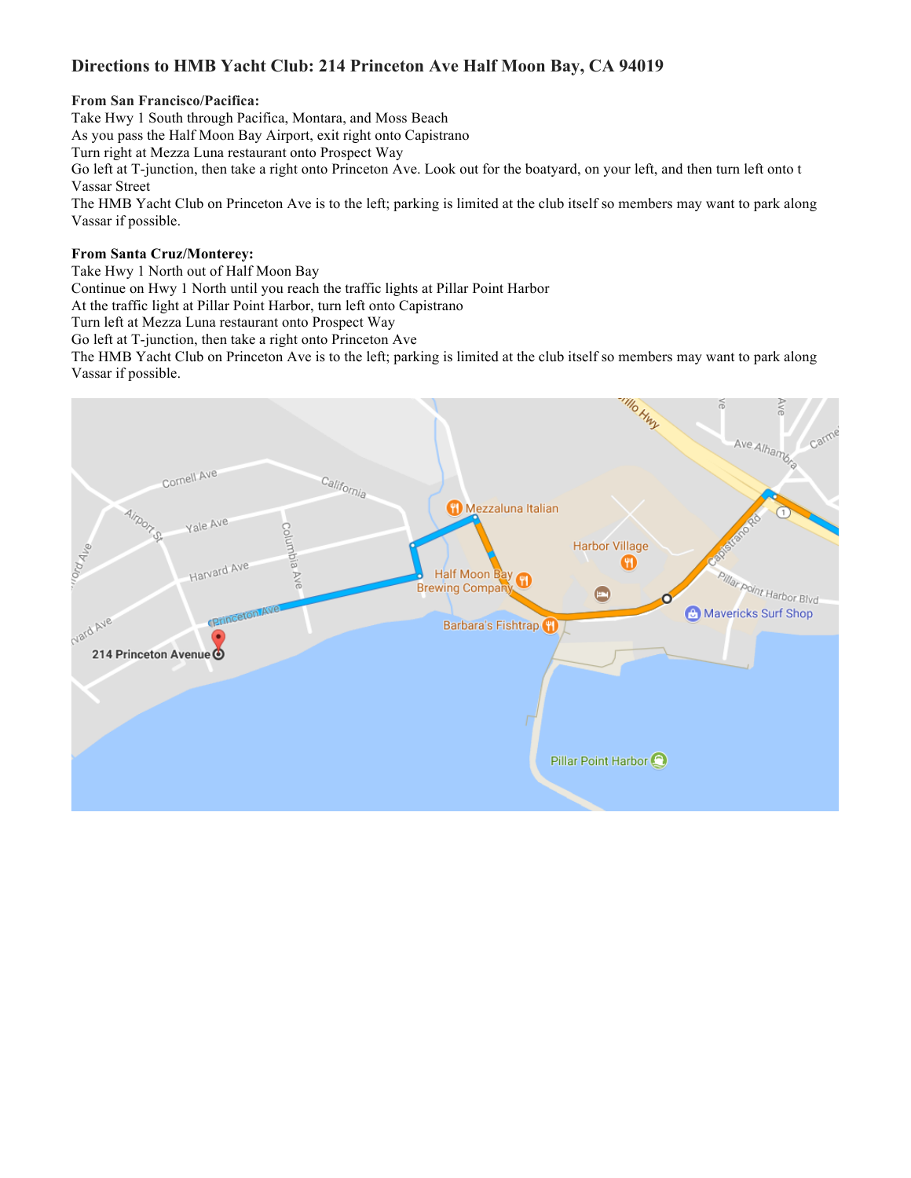## Directions to HMB Yacht Club: 214 Princeton Ave Half Moon Bay, CA 94019

**From San Francisco/Pacifica:**

Take Hwy 1 South through Pacifica, Montara, and Moss Beach
As you pass the Half Moon Bay Airport, exit right onto Capistrano
Turn right at Mezza Luna restaurant onto Prospect Way
Go left at T-junction, then take a right onto Princeton Ave. Look out for the boatyard, on your left, and then turn left onto t Vassar Street
The HMB Yacht Club on Princeton Ave is to the left; parking is limited at the club itself so members may want to park along Vassar if possible.

**From Santa Cruz/Monterey:**

Take Hwy 1 North out of Half Moon Bay
Continue on Hwy 1 North until you reach the traffic lights at Pillar Point Harbor
At the traffic light at Pillar Point Harbor, turn left onto Capistrano
Turn left at Mezza Luna restaurant onto Prospect Way
Go left at T-junction, then take a right onto Princeton Ave
The HMB Yacht Club on Princeton Ave is to the left; parking is limited at the club itself so members may want to park along Vassar if possible.

Cornell Ave
California
Airport St
Yale Ave
Columbia Ave
Harvard Ave
Princeton Ave
214 Princeton Avenue
Mezzaluna Italian
Harbor Village
Half Moon Bay Brewing Company
Barbara's Fishtrap
Capistrano Rd
Pillar Point Harbor Blvd
Mavericks Surf Shop
Pillar Point Harbor
Ave Alhambra
1